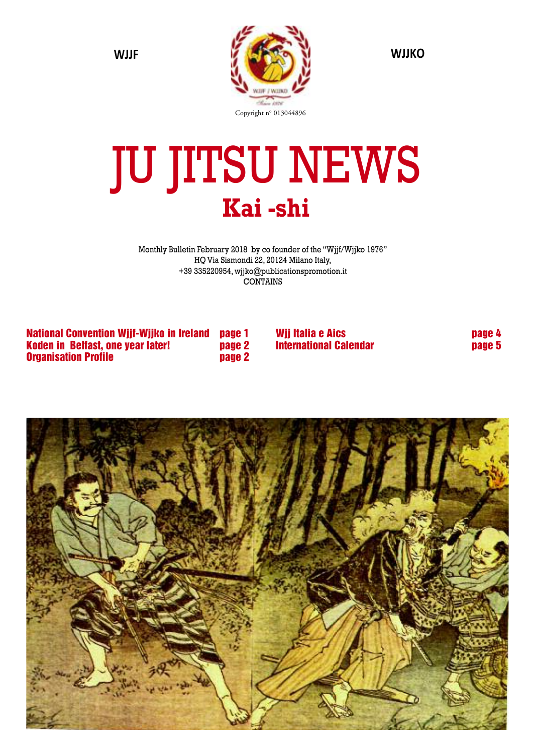WJJF

WJJKO

Copyright n° 013044896

# JU JITSU NEWS

## Kai -shi

Monthly Bulletin February 2018 by co founder of the "Wjjf/Wjjko 1976"
HQ Via Sismondi 22, 20124 Milano Italy,
+39 335220954, wjjko@publicationspromotion.it
CONTAINS

| | |
|---|---|
| National Convention Wjjf-Wjjko in Ireland | page 1 |
| Koden in Belfast, one year later! | page 2 |
| Organisation Profile | page 2 |
| Wjj Italia e Aics | page 4 |
| International Calendar | page 5 |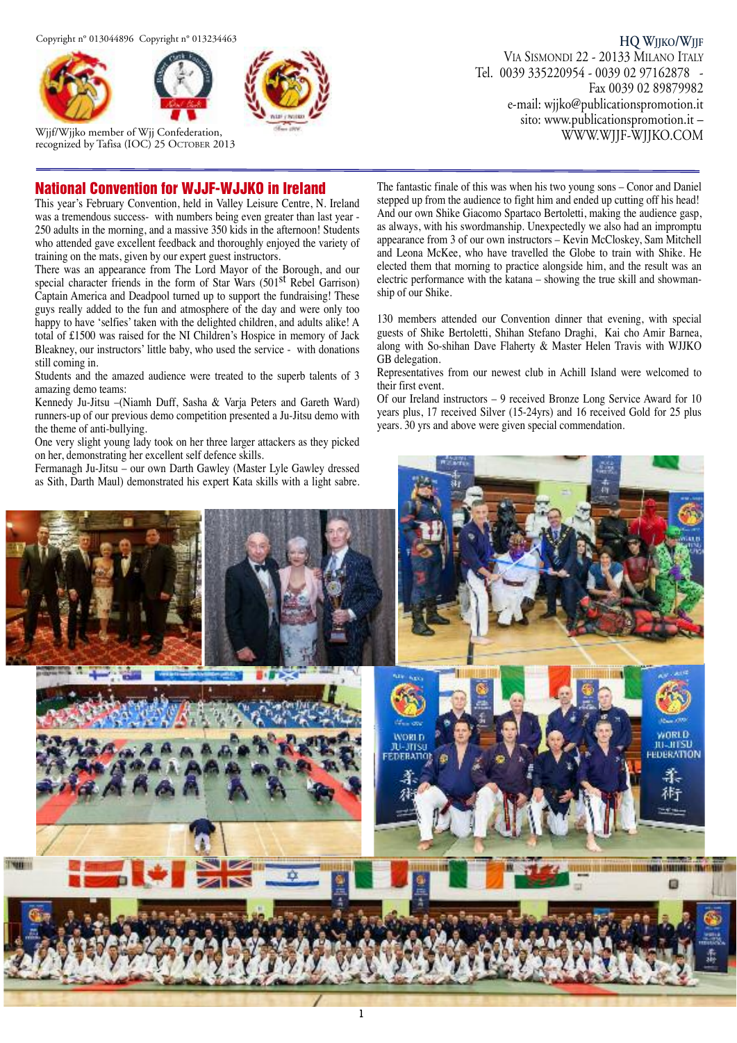Copyright n° 013044896 Copyright n° 013234463

Wjjf/Wjjko member of Wjj Confederation, recognized by Tafisa (IOC) 25 October 2013

HQ Wjjko/Wjjf
Via Sismondi 22 - 20133 Milano Italy
Tel. 0039 335220954 - 0039 02 97162878 - Fax 0039 02 89879982
e-mail: wjjko@publicationspromotion.it
sito: www.publicationspromotion.it – WWW.WJJF-WJJKO.COM

## National Convention for WJJF-WJJKO in Ireland

This year's February Convention, held in Valley Leisure Centre, N. Ireland was a tremendous success- with numbers being even greater than last year - 250 adults in the morning, and a massive 350 kids in the afternoon! Students who attended gave excellent feedback and thoroughly enjoyed the variety of training on the mats, given by our expert guest instructors.

There was an appearance from The Lord Mayor of the Borough, and our special character friends in the form of Star Wars (501st Rebel Garrison) Captain America and Deadpool turned up to support the fundraising! These guys really added to the fun and atmosphere of the day and were only too happy to have 'selfies' taken with the delighted children, and adults alike! A total of £1500 was raised for the NI Children's Hospice in memory of Jack Bleakney, our instructors' little baby, who used the service - with donations still coming in.

Students and the amazed audience were treated to the superb talents of 3 amazing demo teams:

Kennedy Ju-Jitsu –(Niamh Duff, Sasha & Varja Peters and Gareth Ward) runners-up of our previous demo competition presented a Ju-Jitsu demo with the theme of anti-bullying.

One very slight young lady took on her three larger attackers as they picked on her, demonstrating her excellent self defence skills.

Fermanagh Ju-Jitsu – our own Darth Gawley (Master Lyle Gawley dressed as Sith, Darth Maul) demonstrated his expert Kata skills with a light sabre. The fantastic finale of this was when his two young sons – Conor and Daniel stepped up from the audience to fight him and ended up cutting off his head! And our own Shike Giacomo Spartaco Bertoletti, making the audience gasp, as always, with his swordmanship. Unexpectedly we also had an impromptu appearance from 3 of our own instructors – Kevin McCloskey, Sam Mitchell and Leona McKee, who have travelled the Globe to train with Shike. He elected them that morning to practice alongside him, and the result was an electric performance with the katana – showing the true skill and showmanship of our Shike.

130 members attended our Convention dinner that evening, with special guests of Shike Bertoletti, Shihan Stefano Draghi, Kai cho Amir Barnea, along with So-shihan Dave Flaherty & Master Helen Travis with WJJKO GB delegation.

Representatives from our newest club in Achill Island were welcomed to their first event.

Of our Ireland instructors – 9 received Bronze Long Service Award for 10 years plus, 17 received Silver (15-24yrs) and 16 received Gold for 25 plus years. 30 yrs and above were given special commendation.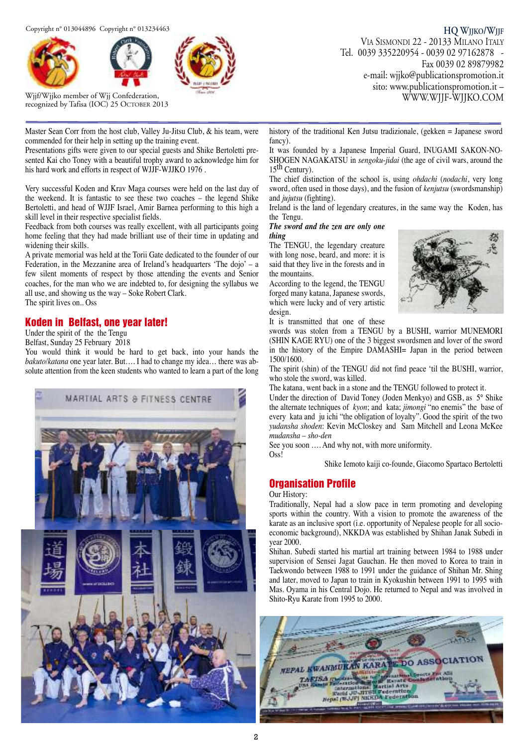Copyright n° 013044896 Copyright n° 013234463

Wjjf/Wjjko member of Wjj Confederation, recognized by Tafisa (IOC) 25 October 2013

HQ Wjjko/Wjjf
Via Sismondi 22 - 20133 Milano Italy
Tel. 0039 335220954 - 0039 02 97162878 - Fax 0039 02 89879982
e-mail: wjjko@publicationspromotion.it
sito: www.publicationspromotion.it – WWW.WJJF-WJJKO.COM

Master Sean Corr from the host club, Valley Ju-Jitsu Club, & his team, were commended for their help in setting up the training event.

Presentations gifts were given to our special guests and Shike Bertoletti presented Kai cho Toney with a beautiful trophy award to acknowledge him for his hard work and efforts in respect of WJJF-WJJKO 1976 .

Very successful Koden and Krav Maga courses were held on the last day of the weekend. It is fantastic to see these two coaches – the legend Shike Bertoletti, and head of WJJF Israel, Amir Barnea performing to this high a skill level in their respective specialist fields.

Feedback from both courses was really excellent, with all participants going home feeling that they had made brilliant use of their time in updating and widening their skills.

A private memorial was held at the Torii Gate dedicated to the founder of our Federation, in the Mezzanine area of Ireland's headquarters 'The dojo' – a few silent moments of respect by those attending the events and Senior coaches, for the man who we are indebted to, for designing the syllabus we all use, and showing us the way – Soke Robert Clark.

The spirit lives on.. Oss

## Koden in Belfast, one year later!

Under the spirit of the the Tengu

Belfast, Sunday 25 February 2018

You would think it would be hard to get back, into your hands the *bakuto*/*katana* one year later. But…. I had to change my idea… there was absolute attention from the keen students who wanted to learn a part of the long history of the traditional Ken Jutsu tradizionale, (gekken = Japanese sword fancy).

It was founded by a Japanese Imperial Guard, INUGAMI SAKON-NO-SHOGEN NAGAKATSU in *sengoku-jidai* (the age of civil wars, around the 15th Century).

The chief distinction of the school is, using *ohdachi* (*nodachi*, very long sword, often used in those days), and the fusion of *kenjutsu* (swordsmanship) and *jujutsu* (fighting).

Ireland is the land of legendary creatures, in the same way the Koden, has the Tengu.

***The sword and the zen are only one thing***

The TENGU, the legendary creature with long nose, beard, and more: it is said that they live in the forests and in the mountains.

According to the legend, the TENGU forged many katana, Japanese swords, which were lucky and of very artistic design.

It is transmitted that one of these swords was stolen from a TENGU by a BUSHI, warrior MUNEMORI (SHIN KAGE RYU) one of the 3 biggest swordsmen and lover of the sword in the history of the Empire DAMASHI= Japan in the period between 1500/1600.

The spirit (shin) of the TENGU did not find peace 'til the BUSHI, warrior, who stole the sword, was killed.

The katana, went back in a stone and the TENGU followed to protect it.

Under the direction of David Toney (Joden Menkyo) and GSB, as 5° Shike the alternate techniques of *kyon*; and kata; *jimongi* "no enemis" the base of every kata and ju ichi "the obligation of loyalty". Good the spirit of the two *yudansha shoden*: Kevin McCloskey and Sam Mitchell and Leona McKee *mudansha – sho-den*

See you soon …. And why not, with more uniformity.

Oss!

Shike Iemoto kaiji co-founde, Giacomo Spartaco Bertoletti

## Organisation Profile

Our History:

Traditionally, Nepal had a slow pace in term promoting and developing sports within the country. With a vision to promote the awareness of the karate as an inclusive sport (i.e. opportunity of Nepalese people for all socio-economic background), NKKDA was established by Shihan Janak Subedi in year 2000.

Shihan. Subedi started his martial art training between 1984 to 1988 under supervision of Sensei Jagat Gauchan. He then moved to Korea to train in Taekwondo between 1988 to 1991 under the guidance of Shihan Mr. Shing and later, moved to Japan to train in Kyokushin between 1991 to 1995 with Mas. Oyama in his Central Dojo. He returned to Nepal and was involved in Shito-Ryu Karate from 1995 to 2000.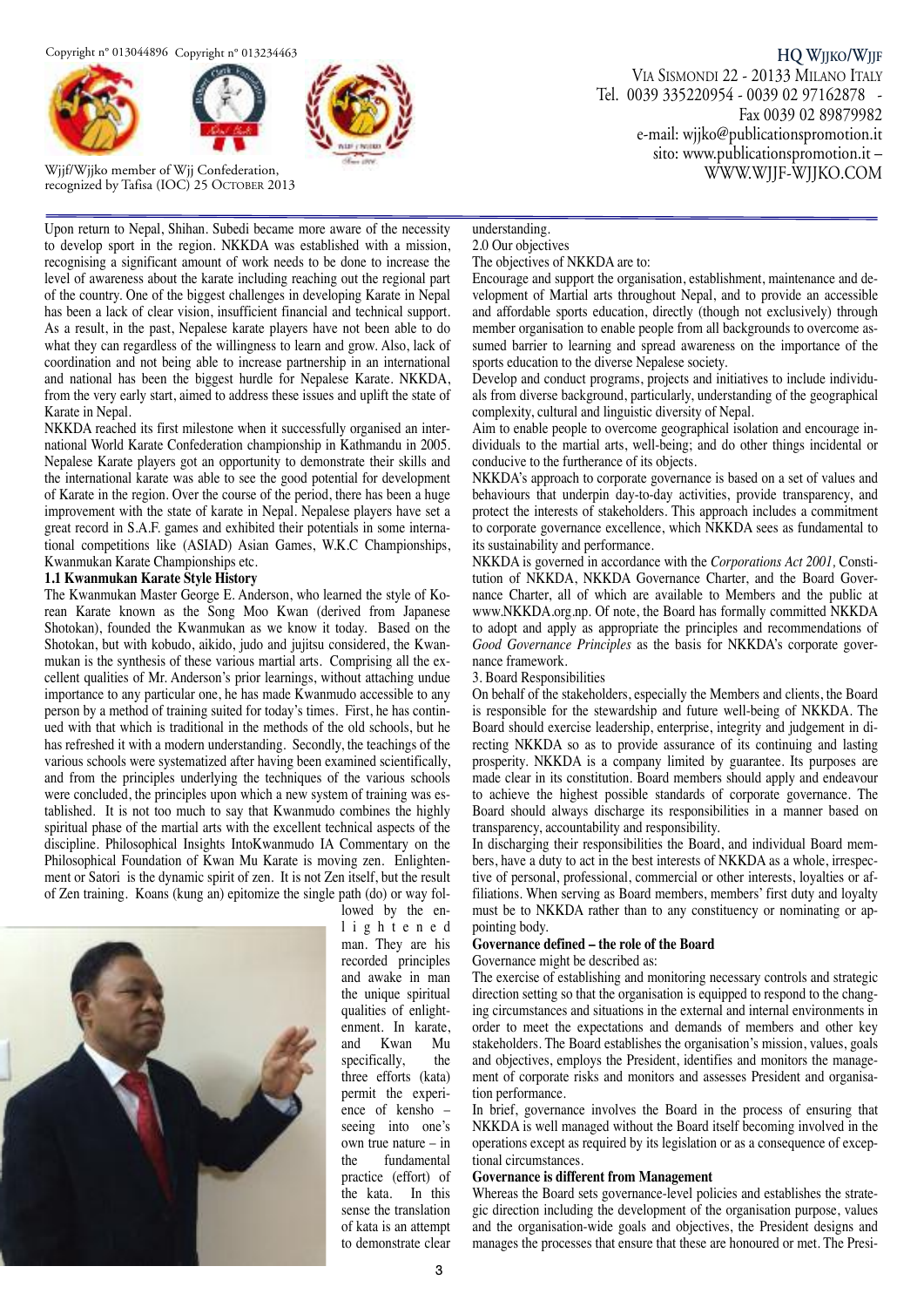Upon return to Nepal, Shihan. Subedi became more aware of the necessity to develop sport in the region. NKKDA was established with a mission, recognising a significant amount of work needs to be done to increase the level of awareness about the karate including reaching out the regional part of the country. One of the biggest challenges in developing Karate in Nepal has been a lack of clear vision, insufficient financial and technical support. As a result, in the past, Nepalese karate players have not been able to do what they can regardless of the willingness to learn and grow. Also, lack of coordination and not being able to increase partnership in an international and national has been the biggest hurdle for Nepalese Karate. NKKDA, from the very early start, aimed to address these issues and uplift the state of Karate in Nepal.

NKKDA reached its first milestone when it successfully organised an international World Karate Confederation championship in Kathmandu in 2005. Nepalese Karate players got an opportunity to demonstrate their skills and the international karate was able to see the good potential for development of Karate in the region. Over the course of the period, there has been a huge improvement with the state of karate in Nepal. Nepalese players have set a great record in S.A.F. games and exhibited their potentials in some international competitions like (ASIAD) Asian Games, W.K.C Championships, Kwanmukan Karate Championships etc.

### 1.1 Kwanmukan Karate Style History

The Kwanmukan Master George E. Anderson, who learned the style of Korean Karate known as the Song Moo Kwan (derived from Japanese Shotokan), founded the Kwanmukan as we know it today. Based on the Shotokan, but with kobudo, aikido, judo and jujitsu considered, the Kwanmukan is the synthesis of these various martial arts. Comprising all the excellent qualities of Mr. Anderson's prior learnings, without attaching undue importance to any particular one, he has made Kwanmudo accessible to any person by a method of training suited for today's times. First, he has continued with that which is traditional in the methods of the old schools, but he has refreshed it with a modern understanding. Secondly, the teachings of the various schools were systematized after having been examined scientifically, and from the principles underlying the techniques of the various schools were concluded, the principles upon which a new system of training was established. It is not too much to say that Kwanmudo combines the highly spiritual phase of the martial arts with the excellent technical aspects of the discipline. Philosophical Insights IntoKwanmudo IA Commentary on the Philosophical Foundation of Kwan Mu Karate is moving zen. Enlightenment or Satori is the dynamic spirit of zen. It is not Zen itself, but the result of Zen training. Koans (kung an) epitomize the single path (do) or way followed by the enlightened man. They are his recorded principles and awake in man the unique spiritual qualities of enlightenment. In karate, and Kwan Mu specifically, the three efforts (kata) permit the experience of kensho – seeing into one's own true nature – in the fundamental practice (effort) of the kata. In this sense the translation of kata is an attempt to demonstrate clear understanding.

2.0 Our objectives

The objectives of NKKDA are to:

Encourage and support the organisation, establishment, maintenance and development of Martial arts throughout Nepal, and to provide an accessible and affordable sports education, directly (though not exclusively) through member organisation to enable people from all backgrounds to overcome assumed barrier to learning and spread awareness on the importance of the sports education to the diverse Nepalese society.

Develop and conduct programs, projects and initiatives to include individuals from diverse background, particularly, understanding of the geographical complexity, cultural and linguistic diversity of Nepal.

Aim to enable people to overcome geographical isolation and encourage individuals to the martial arts, well-being; and do other things incidental or conducive to the furtherance of its objects.

NKKDA's approach to corporate governance is based on a set of values and behaviours that underpin day-to-day activities, provide transparency, and protect the interests of stakeholders. This approach includes a commitment to corporate governance excellence, which NKKDA sees as fundamental to its sustainability and performance.

NKKDA is governed in accordance with the *Corporations Act 2001,* Constitution of NKKDA, NKKDA Governance Charter, and the Board Governance Charter, all of which are available to Members and the public at www.NKKDA.org.np. Of note, the Board has formally committed NKKDA to adopt and apply as appropriate the principles and recommendations of *Good Governance Principles* as the basis for NKKDA's corporate governance framework.

3. Board Responsibilities

On behalf of the stakeholders, especially the Members and clients, the Board is responsible for the stewardship and future well-being of NKKDA. The Board should exercise leadership, enterprise, integrity and judgement in directing NKKDA so as to provide assurance of its continuing and lasting prosperity. NKKDA is a company limited by guarantee. Its purposes are made clear in its constitution. Board members should apply and endeavour to achieve the highest possible standards of corporate governance. The Board should always discharge its responsibilities in a manner based on transparency, accountability and responsibility.

In discharging their responsibilities the Board, and individual Board members, have a duty to act in the best interests of NKKDA as a whole, irrespective of personal, professional, commercial or other interests, loyalties or affiliations. When serving as Board members, members' first duty and loyalty must be to NKKDA rather than to any constituency or nominating or appointing body.

**Governance defined – the role of the Board**

Governance might be described as:

The exercise of establishing and monitoring necessary controls and strategic direction setting so that the organisation is equipped to respond to the changing circumstances and situations in the external and internal environments in order to meet the expectations and demands of members and other key stakeholders. The Board establishes the organisation's mission, values, goals and objectives, employs the President, identifies and monitors the management of corporate risks and monitors and assesses President and organisation performance.

In brief, governance involves the Board in the process of ensuring that NKKDA is well managed without the Board itself becoming involved in the operations except as required by its legislation or as a consequence of exceptional circumstances.

**Governance is different from Management**

Whereas the Board sets governance-level policies and establishes the strategic direction including the development of the organisation purpose, values and the organisation-wide goals and objectives, the President designs and manages the processes that ensure that these are honoured or met. The Presi-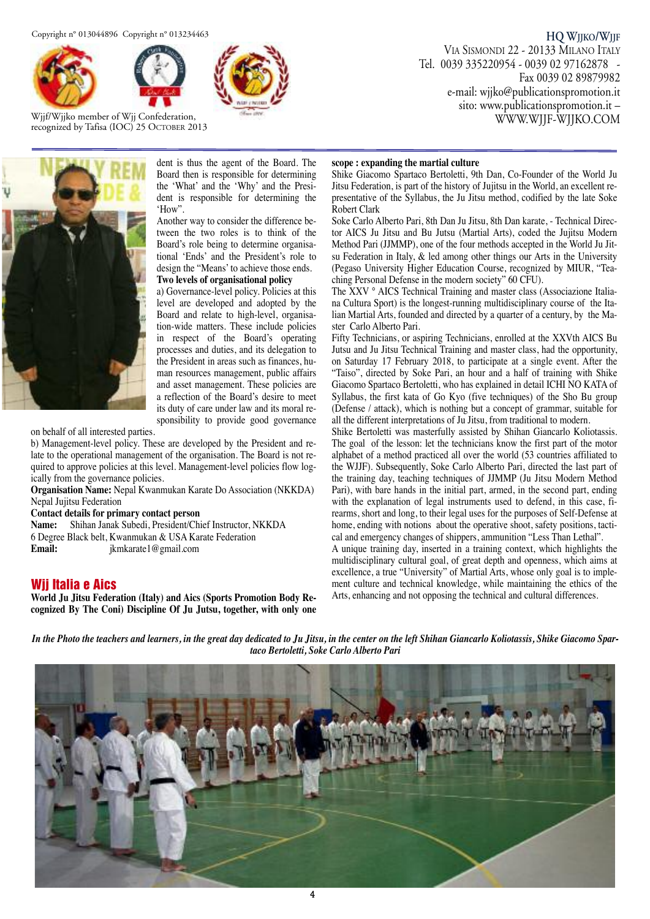Copyright n° 013044896 Copyright n° 013234463

Wjjf/Wjjko member of Wjj Confederation, recognized by Tafisa (IOC) 25 October 2013

HQ Wjjko/Wjjf
Via Sismondi 22 - 20133 Milano Italy
Tel. 0039 335220954 - 0039 02 97162878 - Fax 0039 02 89879982
e-mail: wjjko@publicationspromotion.it
sito: www.publicationspromotion.it – WWW.WJJF-WJJKO.COM

dent is thus the agent of the Board. The Board then is responsible for determining the 'What' and the 'Why' and the President is responsible for determining the 'How".

Another way to consider the difference between the two roles is to think of the Board's role being to determine organisational 'Ends' and the President's role to design the "Means' to achieve those ends.

**Two levels of organisational policy**

a) Governance-level policy. Policies at this level are developed and adopted by the Board and relate to high-level, organisation-wide matters. These include policies in respect of the Board's operating processes and duties, and its delegation to the President in areas such as finances, human resources management, public affairs and asset management. These policies are a reflection of the Board's desire to meet its duty of care under law and its moral responsibility to provide good governance on behalf of all interested parties.

b) Management-level policy. These are developed by the President and relate to the operational management of the organisation. The Board is not required to approve policies at this level. Management-level policies flow logically from the governance policies.

**Organisation Name:** Nepal Kwanmukan Karate Do Association (NKKDA) Nepal Jujitsu Federation

**Contact details for primary contact person**

**Name:** Shihan Janak Subedi, President/Chief Instructor, NKKDA
6 Degree Black belt, Kwanmukan & USA Karate Federation

**Email:** jkmkarate1@gmail.com

## Wjj Italia e Aics

**World Ju Jitsu Federation (Italy) and Aics (Sports Promotion Body Recognized By The Coni) Discipline Of Ju Jutsu, together, with only one scope : expanding the martial culture**

Shike Giacomo Spartaco Bertoletti, 9th Dan, Co-Founder of the World Ju Jitsu Federation, is part of the history of Jujitsu in the World, an excellent representative of the Syllabus, the Ju Jitsu method, codified by the late Soke Robert Clark

Soke Carlo Alberto Pari, 8th Dan Ju Jitsu, 8th Dan karate, - Technical Director AICS Ju Jitsu and Bu Jutsu (Martial Arts), coded the Jujitsu Modern Method Pari (JJMMP), one of the four methods accepted in the World Ju Jitsu Federation in Italy, & led among other things our Arts in the University (Pegaso University Higher Education Course, recognized by MIUR, "Teaching Personal Defense in the modern society" 60 CFU).

The XXV ° AICS Technical Training and master class (Associazione Italiana Cultura Sport) is the longest-running multidisciplinary course of the Italian Martial Arts, founded and directed by a quarter of a century, by the Master Carlo Alberto Pari.

Fifty Technicians, or aspiring Technicians, enrolled at the XXVth AICS Bu Jutsu and Ju Jitsu Technical Training and master class, had the opportunity, on Saturday 17 February 2018, to participate at a single event. After the "Taiso", directed by Soke Pari, an hour and a half of training with Shike Giacomo Spartaco Bertoletti, who has explained in detail ICHI NO KATA of Syllabus, the first kata of Go Kyo (five techniques) of the Sho Bu group (Defense / attack), which is nothing but a concept of grammar, suitable for all the different interpretations of Ju Jitsu, from traditional to modern.

Shike Bertoletti was masterfully assisted by Shihan Giancarlo Koliotassis. The goal of the lesson: let the technicians know the first part of the motor alphabet of a method practiced all over the world (53 countries affiliated to the WJJF). Subsequently, Soke Carlo Alberto Pari, directed the last part of the training day, teaching techniques of JJMMP (Ju Jitsu Modern Method Pari), with bare hands in the initial part, armed, in the second part, ending with the explanation of legal instruments used to defend, in this case, firearms, short and long, to their legal uses for the purposes of Self-Defense at home, ending with notions about the operative shoot, safety positions, tactical and emergency changes of shippers, ammunition "Less Than Lethal".

A unique training day, inserted in a training context, which highlights the multidisciplinary cultural goal, of great depth and openness, which aims at excellence, a true "University" of Martial Arts, whose only goal is to implement culture and technical knowledge, while maintaining the ethics of the Arts, enhancing and not opposing the technical and cultural differences.

*In the Photo the teachers and learners, in the great day dedicated to Ju Jitsu, in the center on the left Shihan Giancarlo Koliotassis, Shike Giacomo Spartaco Bertoletti, Soke Carlo Alberto Pari*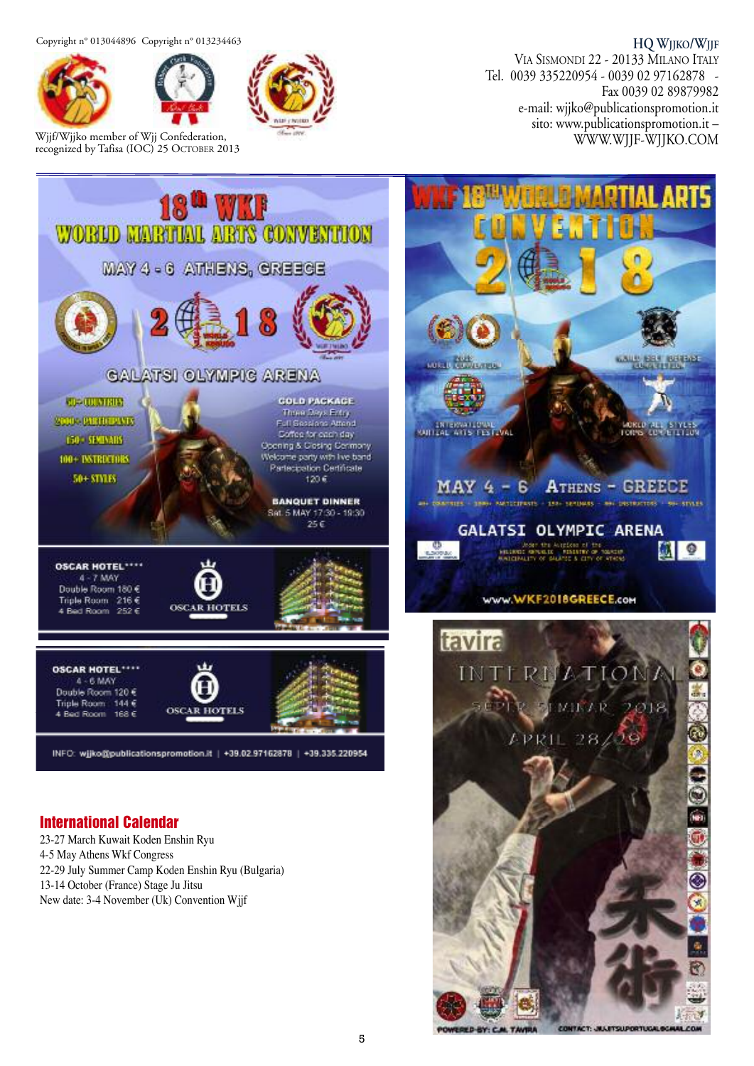Copyright n° 013044896 Copyright n° 013234463

Wjjf/Wjjko member of Wjj Confederation, recognized by Tafisa (IOC) 25 October 2013

HQ Wjjko/Wjjf
Via Sismondi 22 - 20133 Milano Italy
Tel. 0039 335220954 - 0039 02 97162878 - Fax 0039 02 89879982
e-mail: wjjko@publicationspromotion.it
sito: www.publicationspromotion.it –
WWW.WJJF-WJJKO.COM

# 18th WKF World Martial Arts Convention

MAY 4 - 6 ATHENS, GREECE

2018

GALATSI OLYMPIC ARENA

- 50+ COUNTRIES
- 2000+ PARTICIPANTS
- 150+ SEMINARS
- 100+ INSTRUCTORS
- 50+ STYLES

**GOLD PACKAGE**
Three Days Entry
Full Sessions Attend
Coffee for each day
Opening & Closing Ceremony
Welcome party with live band
Partecipation Certificate
120 €

**BANQUET DINNER**
Sat. 5 MAY 17:30 - 19:30
25 €

**OSCAR HOTEL\*\*\*\***
4 - 7 MAY
Double Room 180 €
Triple Room 216 €
4 Bed Room 252 €

OSCAR HOTELS

**OSCAR HOTEL\*\*\*\***
4 - 6 MAY
Double Room 120 €
Triple Room 144 €
4 Bed Room 168 €

OSCAR HOTELS

INFO: wjjko@publicationspromotion.it | +39.02.97162878 | +39.335.220954

## International Calendar

23-27 March Kuwait Koden Enshin Ryu
4-5 May Athens Wkf Congress
22-29 July Summer Camp Koden Enshin Ryu (Bulgaria)
13-14 October (France) Stage Ju Jitsu
New date: 3-4 November (Uk) Convention Wjjf

# WKF 18th World Martial Arts Convention 2018

2018 World Convention

World Self Defense Competition

International Martial Arts Festival

World All Styles Forms Competition

MAY 4 - 6 ATHENS - GREECE

GALATSI OLYMPIC ARENA

www.WKF2018GREECE.com

tavira

INTERNATIONAL SEPTEMBER SEMINAR 2018

APRIL 28/29

柔術

POWERED BY: C.M. TAVIRA

CONTACT: JUJITSUPORTUGAL@GMAIL.COM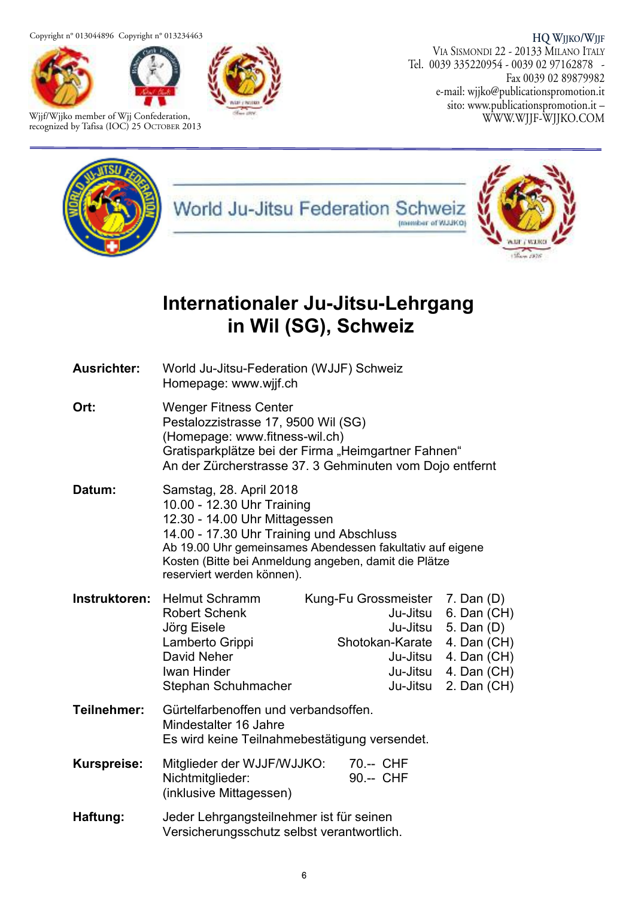Copyright n° 013044896 Copyright n° 013234463

Wjjf/Wjjko member of Wjj Confederation, recognized by Tafisa (IOC) 25 October 2013

HQ WJJKO/WJJF
Via Sismondi 22 - 20133 Milano Italy
Tel. 0039 335220954 - 0039 02 97162878 -
Fax 0039 02 89879982
e-mail: wjjko@publicationspromotion.it
sito: www.publicationspromotion.it –
WWW.WJJF-WJJKO.COM

World Ju-Jitsu Federation Schweiz
(member of WJJKO)

# Internationaler Ju-Jitsu-Lehrgang in Wil (SG), Schweiz

**Ausrichter:** World Ju-Jitsu-Federation (WJJF) Schweiz
Homepage: www.wjjf.ch

**Ort:** Wenger Fitness Center
Pestalozzistrasse 17, 9500 Wil (SG)
(Homepage: www.fitness-wil.ch)
Gratisparkplätze bei der Firma „Heimgartner Fahnen"
An der Zürcherstrasse 37. 3 Gehminuten vom Dojo entfernt

**Datum:** Samstag, 28. April 2018
10.00 - 12.30 Uhr Training
12.30 - 14.00 Uhr Mittagessen
14.00 - 17.30 Uhr Training und Abschluss
Ab 19.00 Uhr gemeinsames Abendessen fakultativ auf eigene Kosten (Bitte bei Anmeldung angeben, damit die Plätze reserviert werden können).

**Instruktoren:**

| Name | Stil | Grad |
|---|---|---|
| Helmut Schramm | Kung-Fu Grossmeister | 7. Dan (D) |
| Robert Schenk | Ju-Jitsu | 6. Dan (CH) |
| Jörg Eisele | Ju-Jitsu | 5. Dan (D) |
| Lamberto Grippi | Shotokan-Karate | 4. Dan (CH) |
| David Neher | Ju-Jitsu | 4. Dan (CH) |
| Iwan Hinder | Ju-Jitsu | 4. Dan (CH) |
| Stephan Schuhmacher | Ju-Jitsu | 2. Dan (CH) |

**Teilnehmer:** Gürtelfarbenoffen und verbandsoffen.
Mindestalter 16 Jahre
Es wird keine Teilnahmebestätigung versendet.

**Kurspreise:**
Mitglieder der WJJF/WJJKO: 70.-- CHF
Nichtmitglieder: 90.-- CHF
(inklusive Mittagessen)

**Haftung:** Jeder Lehrgangsteilnehmer ist für seinen Versicherungsschutz selbst verantwortlich.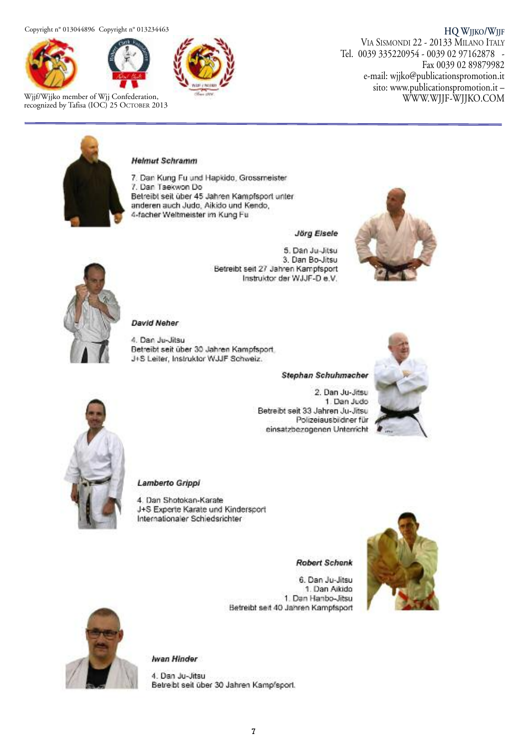Copyright n° 013044896 Copyright n° 013234463

Wjjf/Wjjko member of Wjj Confederation, recognized by Tafisa (IOC) 25 October 2013

HQ Wjjko/Wjjf
Via Sismondi 22 - 20133 Milano Italy
Tel. 0039 335220954 - 0039 02 97162878 - Fax 0039 02 89879982
e-mail: wjjko@publicationspromotion.it
sito: www.publicationspromotion.it – WWW.WJJF-WJJKO.COM

***Helmut Schramm***

7. Dan Kung Fu und Hapkido, Grossmeister
7. Dan Taekwon Do
Betreibt seit über 45 Jahren Kampfsport unter anderen auch Judo, Aikido und Kendo,
4-facher Weltmeister im Kung Fu

***Jörg Eisele***

5. Dan Ju-Jitsu
3. Dan Bo-Jitsu
Betreibt seit 27 Jahren Kampfsport
Instruktor der WJJF-D e.V.

***David Neher***

4. Dan Ju-Jitsu
Betreibt seit über 30 Jahren Kampfsport.
J+S Leiter, Instruktor WJJF Schweiz.

***Stephan Schuhmacher***

2. Dan Ju-Jitsu
1. Dan Judo
Betreibt seit 33 Jahren Ju-Jitsu
Polizeiausbildner für einsatzbezogenen Unterricht

***Lamberto Grippi***

4. Dan Shotokan-Karate
J+S Experte Karate und Kindersport
Internationaler Schiedsrichter

***Robert Schenk***

6. Dan Ju-Jitsu
1. Dan Aikido
1. Dan Hanbo-Jitsu
Betreibt seit 40 Jahren Kampfsport

***Iwan Hinder***

4. Dan Ju-Jitsu
Betreibt seit über 30 Jahren Kampfsport.